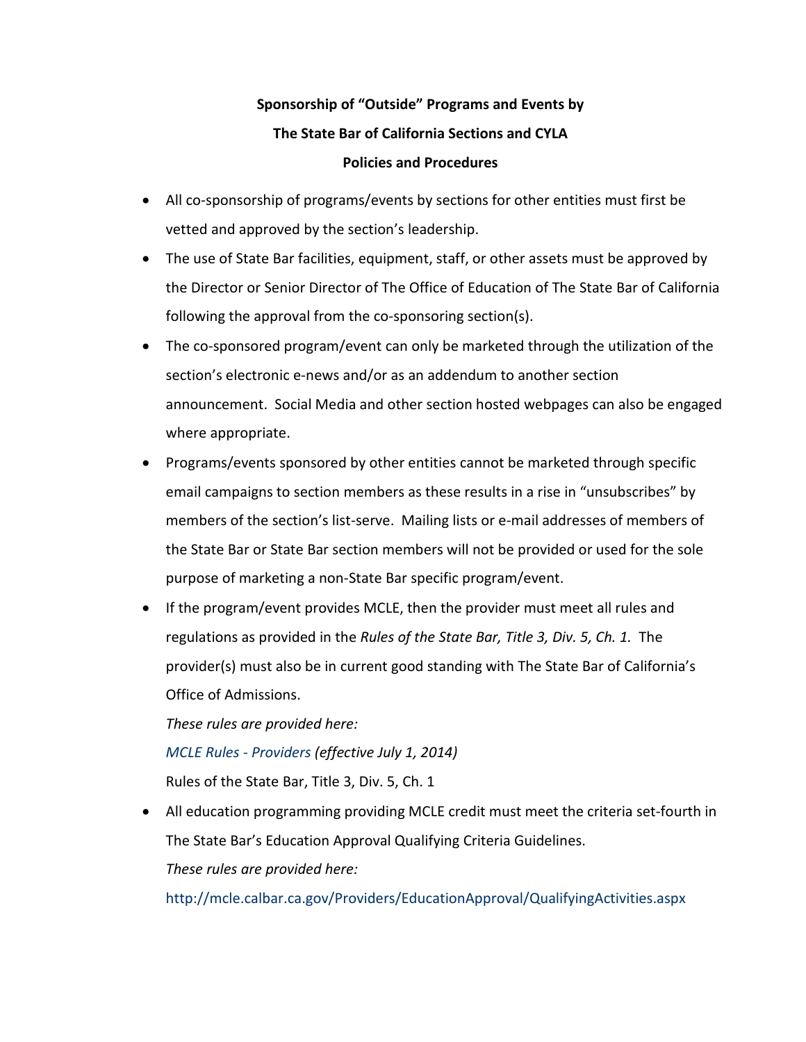**Sponsorship of "Outside" Programs and Events by**

**The State Bar of California Sections and CYLA**

**Policies and Procedures**

- All co-sponsorship of programs/events by sections for other entities must first be vetted and approved by the section's leadership.
- The use of State Bar facilities, equipment, staff, or other assets must be approved by the Director or Senior Director of The Office of Education of The State Bar of California following the approval from the co-sponsoring section(s).
- The co-sponsored program/event can only be marketed through the utilization of the section's electronic e-news and/or as an addendum to another section announcement. Social Media and other section hosted webpages can also be engaged where appropriate.
- Programs/events sponsored by other entities cannot be marketed through specific email campaigns to section members as these results in a rise in "unsubscribes" by members of the section's list-serve. Mailing lists or e-mail addresses of members of the State Bar or State Bar section members will not be provided or used for the sole purpose of marketing a non-State Bar specific program/event.
- If the program/event provides MCLE, then the provider must meet all rules and regulations as provided in the *Rules of the State Bar, Title 3, Div. 5, Ch. 1.* The provider(s) must also be in current good standing with The State Bar of California's Office of Admissions.

  *These rules are provided here:*

  *MCLE Rules - Providers (effective July 1, 2014)*

  Rules of the State Bar, Title 3, Div. 5, Ch. 1
- All education programming providing MCLE credit must meet the criteria set-fourth in The State Bar's Education Approval Qualifying Criteria Guidelines.

  *These rules are provided here:*

  http://mcle.calbar.ca.gov/Providers/EducationApproval/QualifyingActivities.aspx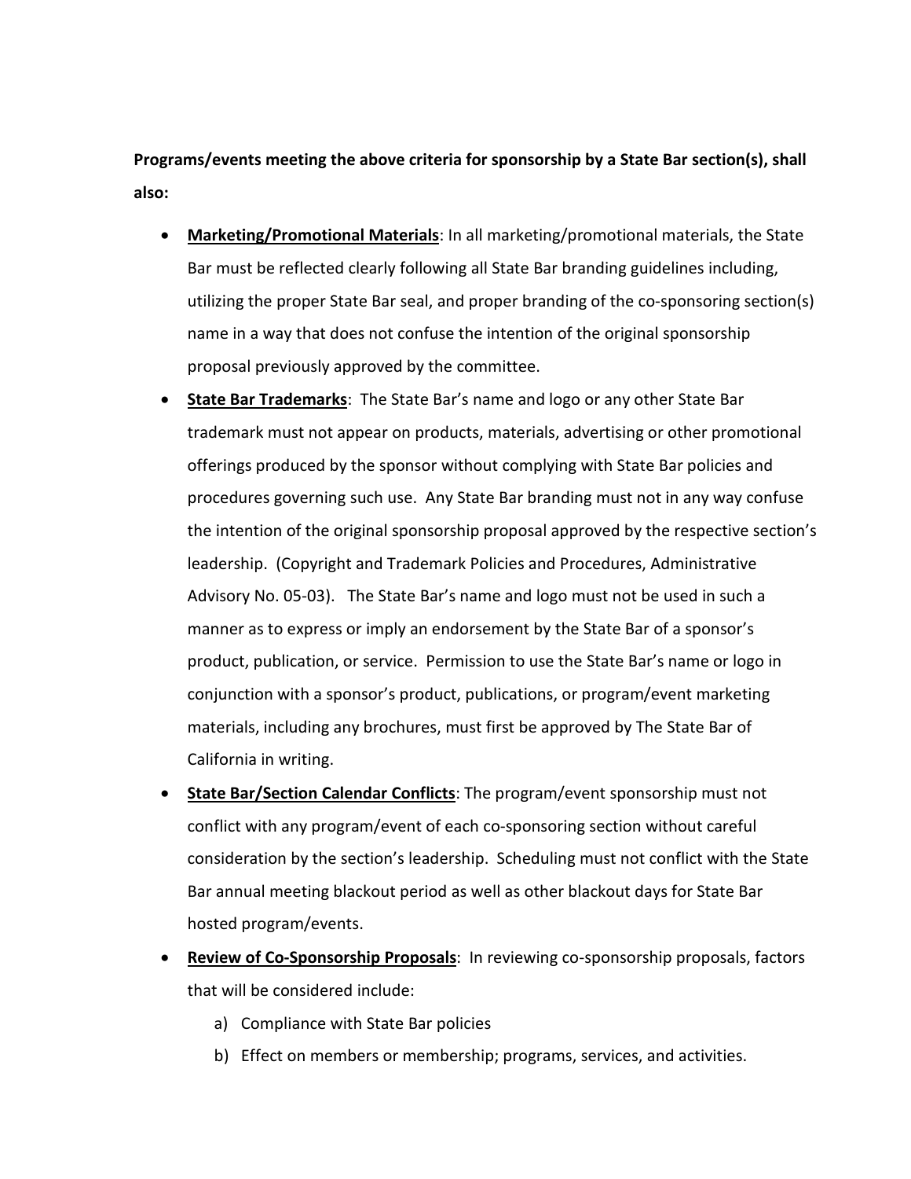**Programs/events meeting the above criteria for sponsorship by a State Bar section(s), shall also:**

- **Marketing/Promotional Materials**: In all marketing/promotional materials, the State Bar must be reflected clearly following all State Bar branding guidelines including, utilizing the proper State Bar seal, and proper branding of the co-sponsoring section(s) name in a way that does not confuse the intention of the original sponsorship proposal previously approved by the committee.
- **State Bar Trademarks**: The State Bar's name and logo or any other State Bar trademark must not appear on products, materials, advertising or other promotional offerings produced by the sponsor without complying with State Bar policies and procedures governing such use. Any State Bar branding must not in any way confuse the intention of the original sponsorship proposal approved by the respective section's leadership. (Copyright and Trademark Policies and Procedures, Administrative Advisory No. 05-03). The State Bar's name and logo must not be used in such a manner as to express or imply an endorsement by the State Bar of a sponsor's product, publication, or service. Permission to use the State Bar's name or logo in conjunction with a sponsor's product, publications, or program/event marketing materials, including any brochures, must first be approved by The State Bar of California in writing.
- **State Bar/Section Calendar Conflicts**: The program/event sponsorship must not conflict with any program/event of each co-sponsoring section without careful consideration by the section's leadership. Scheduling must not conflict with the State Bar annual meeting blackout period as well as other blackout days for State Bar hosted program/events.
- **Review of Co-Sponsorship Proposals**: In reviewing co-sponsorship proposals, factors that will be considered include:
  a) Compliance with State Bar policies
  b) Effect on members or membership; programs, services, and activities.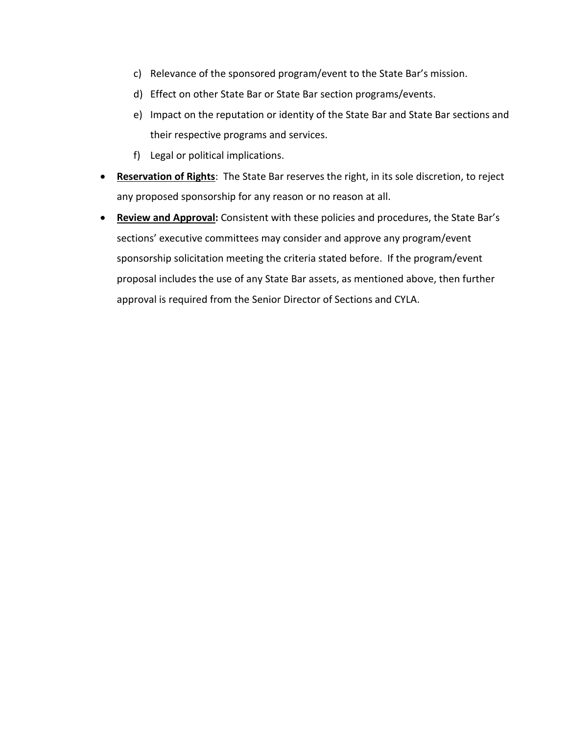c) Relevance of the sponsored program/event to the State Bar's mission.

d) Effect on other State Bar or State Bar section programs/events.

e) Impact on the reputation or identity of the State Bar and State Bar sections and their respective programs and services.

f) Legal or political implications.

- **Reservation of Rights**: The State Bar reserves the right, in its sole discretion, to reject any proposed sponsorship for any reason or no reason at all.
- **Review and Approval:** Consistent with these policies and procedures, the State Bar's sections' executive committees may consider and approve any program/event sponsorship solicitation meeting the criteria stated before. If the program/event proposal includes the use of any State Bar assets, as mentioned above, then further approval is required from the Senior Director of Sections and CYLA.